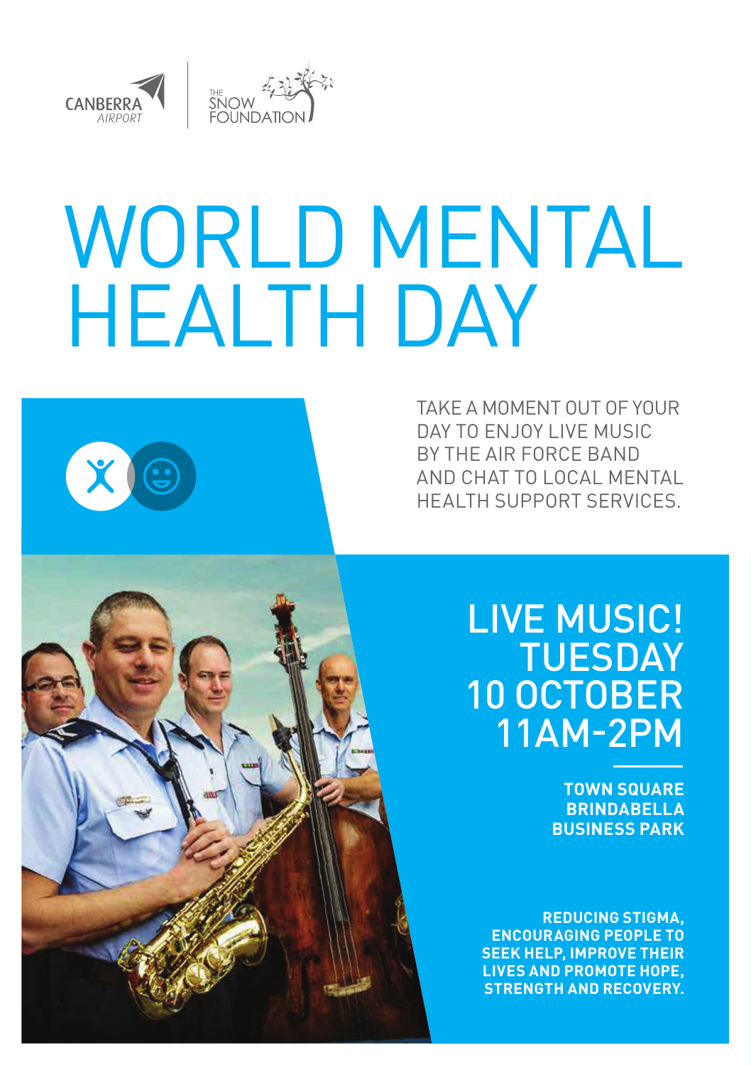CANBERRA AIRPORT

THE SNOW FOUNDATION

# WORLD MENTAL HEALTH DAY

TAKE A MOMENT OUT OF YOUR DAY TO ENJOY LIVE MUSIC BY THE AIR FORCE BAND AND CHAT TO LOCAL MENTAL HEALTH SUPPORT SERVICES.

## LIVE MUSIC! TUESDAY 10 OCTOBER 11AM-2PM

**TOWN SQUARE BRINDABELLA BUSINESS PARK**

**REDUCING STIGMA, ENCOURAGING PEOPLE TO SEEK HELP, IMPROVE THEIR LIVES AND PROMOTE HOPE, STRENGTH AND RECOVERY.**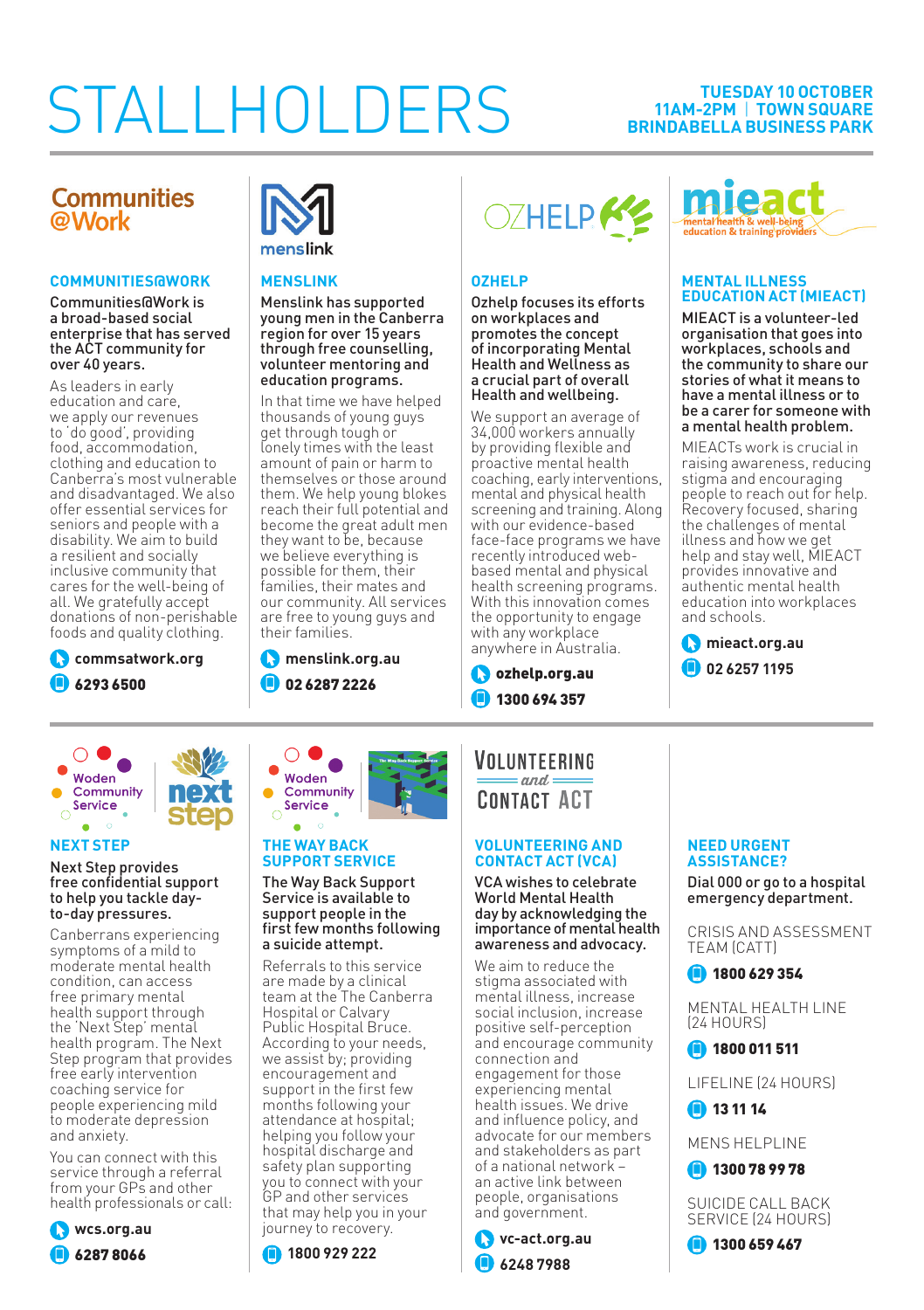# STALLHOLDERS

**TUESDAY 10 OCTOBER**
**11AM-2PM | TOWN SQUARE**
**BRINDABELLA BUSINESS PARK**

## COMMUNITIES@WORK

**Communities@Work is a broad-based social enterprise that has served the ACT community for over 40 years.**

As leaders in early education and care, we apply our revenues to 'do good', providing food, accommodation, clothing and education to Canberra's most vulnerable and disadvantaged. We also offer essential services for seniors and people with a disability. We aim to build a resilient and socially inclusive community that cares for the well-being of all. We gratefully accept donations of non-perishable foods and quality clothing.

**commsatwork.org**

**6293 6500**

## MENSLINK

**Menslink has supported young men in the Canberra region for over 15 years through free counselling, volunteer mentoring and education programs.**

In that time we have helped thousands of young guys get through tough or lonely times with the least amount of pain or harm to themselves or those around them. We help young blokes reach their full potential and become the great adult men they want to be, because we believe everything is possible for them, their families, their mates and our community. All services are free to young guys and their families.

**menslink.org.au**

**02 6287 2226**

## OZHELP

**Ozhelp focuses its efforts on workplaces and promotes the concept of incorporating Mental Health and Wellness as a crucial part of overall Health and wellbeing.**

We support an average of 34,000 workers annually by providing flexible and proactive mental health coaching, early interventions, mental and physical health screening and training. Along with our evidence-based face-face programs we have recently introduced web-based mental and physical health screening programs. With this innovation comes the opportunity to engage with any workplace anywhere in Australia.

**ozhelp.org.au**

**1300 694 357**

## MENTAL ILLNESS EDUCATION ACT (MIEACT)

**MIEACT is a volunteer-led organisation that goes into workplaces, schools and the community to share our stories of what it means to have a mental illness or to be a carer for someone with a mental health problem.**

MIEACTs work is crucial in raising awareness, reducing stigma and encouraging people to reach out for help. Recovery focused, sharing the challenges of mental illness and how we get help and stay well, MIEACT provides innovative and authentic mental health education into workplaces and schools.

**mieact.org.au**

**02 6257 1195**

## NEXT STEP

**Next Step provides free confidential support to help you tackle day-to-day pressures.**

Canberrans experiencing symptoms of a mild to moderate mental health condition, can access free primary mental health support through the 'Next Step' mental health program. The Next Step program that provides free early intervention coaching service for people experiencing mild to moderate depression and anxiety.

You can connect with this service through a referral from your GPs and other health professionals or call:

**wcs.org.au**

**6287 8066**

## THE WAY BACK SUPPORT SERVICE

**The Way Back Support Service is available to support people in the first few months following a suicide attempt.**

Referrals to this service are made by a clinical team at the The Canberra Hospital or Calvary Public Hospital Bruce. According to your needs, we assist by; providing encouragement and support in the first few months following your attendance at hospital; helping you follow your hospital discharge and safety plan supporting you to connect with your GP and other services that may help you in your journey to recovery.

**1800 929 222**

## VOLUNTEERING AND CONTACT ACT (VCA)

**VCA wishes to celebrate World Mental Health day by acknowledging the importance of mental health awareness and advocacy.**

We aim to reduce the stigma associated with mental illness, increase social inclusion, increase positive self-perception and encourage community connection and engagement for those experiencing mental health issues. We drive and influence policy, and advocate for our members and stakeholders as part of a national network – an active link between people, organisations and government.

**vc-act.org.au**

**6248 7988**

## NEED URGENT ASSISTANCE?

**Dial 000 or go to a hospital emergency department.**

CRISIS AND ASSESSMENT TEAM (CATT)

**1800 629 354**

MENTAL HEALTH LINE (24 HOURS)

**1800 011 511**

LIFELINE (24 HOURS)

**13 11 14**

MENS HELPLINE

**1300 78 99 78**

SUICIDE CALL BACK SERVICE (24 HOURS)

**1300 659 467**